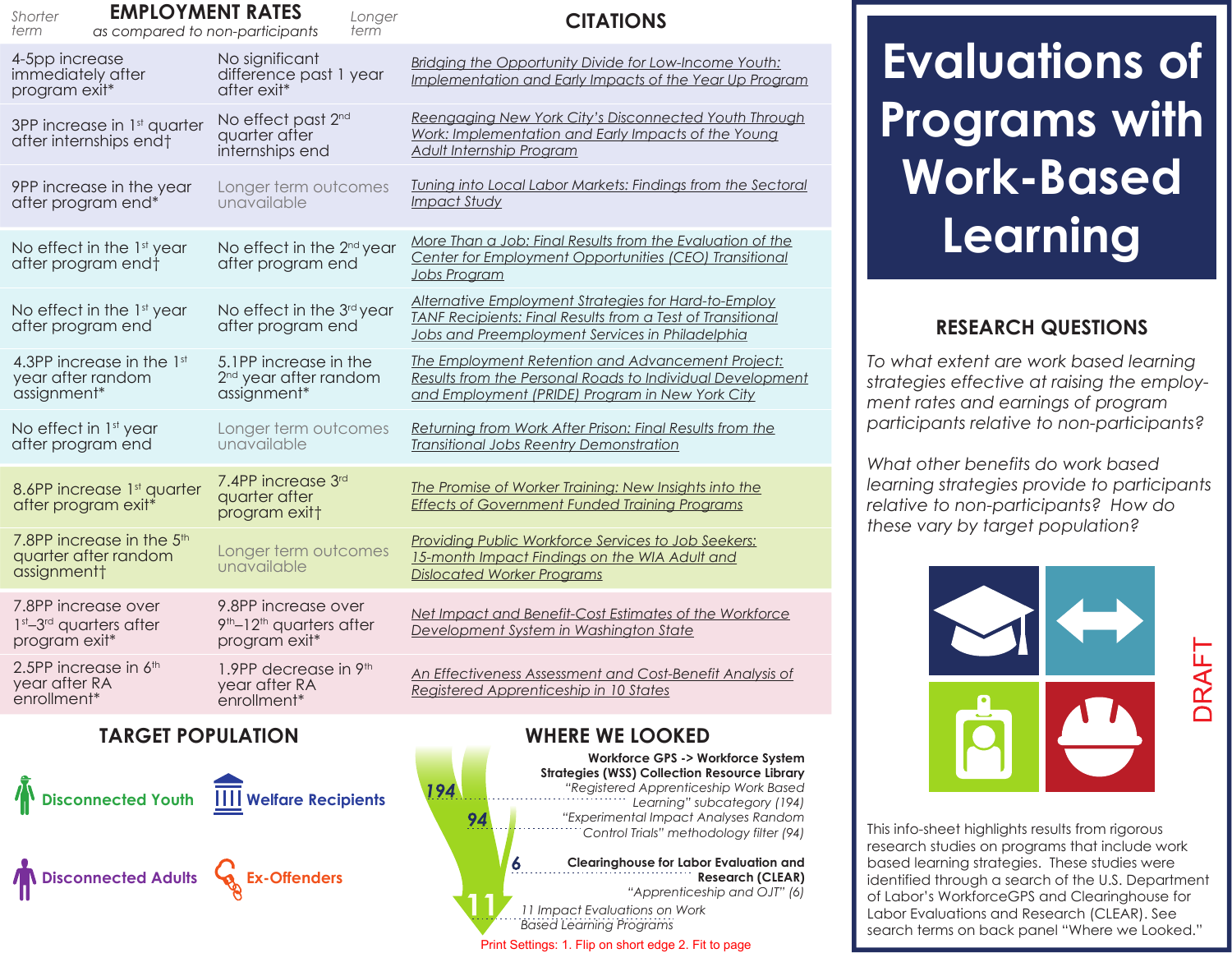# Evaluations of Programs with Work-Based Learning

## EMPLOYMENT RATES

*as compared to non-participants*

| Shorter term | Longer term | CITATIONS |
|---|---|---|
| 4-5pp increase immediately after program exit* | No significant difference past 1 year after exit* | Bridging the Opportunity Divide for Low-Income Youth: Implementation and Early Impacts of the Year Up Program |
| 3PP increase in 1st quarter after internships end† | No effect past 2nd quarter after internships end | Reengaging New York City's Disconnected Youth Through Work: Implementation and Early Impacts of the Young Adult Internship Program |
| 9PP increase in the year after program end* | Longer term outcomes unavailable | Tuning into Local Labor Markets: Findings from the Sectoral Impact Study |
| No effect in the 1st year after program end† | No effect in the 2nd year after program end | More Than a Job: Final Results from the Evaluation of the Center for Employment Opportunities (CEO) Transitional Jobs Program |
| No effect in the 1st year after program end | No effect in the 3rd year after program end | Alternative Employment Strategies for Hard-to-Employ TANF Recipients: Final Results from a Test of Transitional Jobs and Preemployment Services in Philadelphia |
| 4.3PP increase in the 1st year after random assignment* | 5.1PP increase in the 2nd year after random assignment* | The Employment Retention and Advancement Project: Results from the Personal Roads to Individual Development and Employment (PRIDE) Program in New York City |
| No effect in 1st year after program end | Longer term outcomes unavailable | Returning from Work After Prison: Final Results from the Transitional Jobs Reentry Demonstration |
| 8.6PP increase 1st quarter after program exit* | 7.4PP increase 3rd quarter after program exit† | The Promise of Worker Training: New Insights into the Effects of Government Funded Training Programs |
| 7.8PP increase in the 5th quarter after random assignment† | Longer term outcomes unavailable | Providing Public Workforce Services to Job Seekers: 15-month Impact Findings on the WIA Adult and Dislocated Worker Programs |
| 7.8PP increase over 1st–3rd quarters after program exit* | 9.8PP increase over 9th–12th quarters after program exit* | Net Impact and Benefit-Cost Estimates of the Workforce Development System in Washington State |
| 2.5PP increase in 6th year after RA enrollment* | 1.9PP decrease in 9th year after RA enrollment* | An Effectiveness Assessment and Cost-Benefit Analysis of Registered Apprenticeship in 10 States |

## TARGET POPULATION

- Disconnected Youth
- Welfare Recipients
- Disconnected Adults
- Ex-Offenders

## WHERE WE LOOKED

**Workforce GPS -> Workforce System Strategies (WSS) Collection Resource Library**

194 — *"Registered Apprenticeship Work Based Learning" subcategory (194)*

94 — *"Experimental Impact Analyses Random Control Trials" methodology filter (94)*

6 — **Clearinghouse for Labor Evaluation and Research (CLEAR)** *"Apprenticeship and OJT" (6)*

11 — *11 Impact Evaluations on Work Based Learning Programs*

Print Settings: 1. Flip on short edge 2. Fit to page

## RESEARCH QUESTIONS

*To what extent are work based learning strategies effective at raising the employment rates and earnings of program participants relative to non-participants?*

*What other benefits do work based learning strategies provide to participants relative to non-participants? How do these vary by target population?*

DRAFT

This info-sheet highlights results from rigorous research studies on programs that include work based learning strategies. These studies were identified through a search of the U.S. Department of Labor's WorkforceGPS and Clearinghouse for Labor Evaluations and Research (CLEAR). See search terms on back panel "Where we Looked."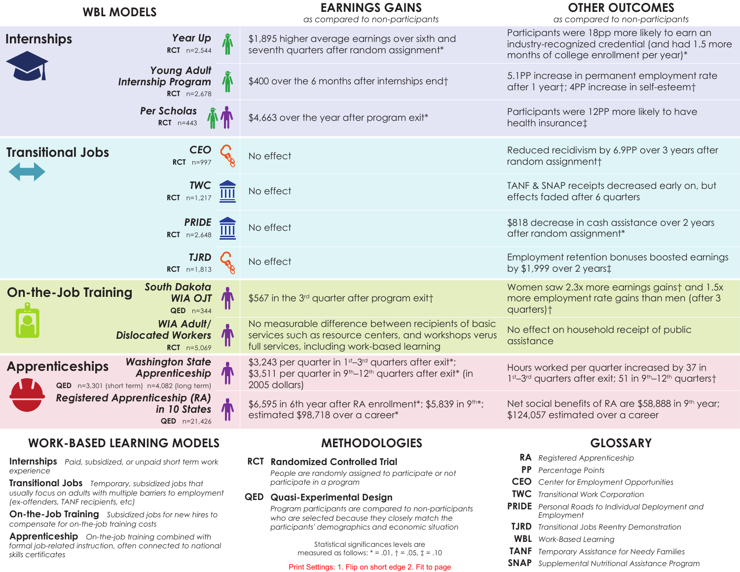| WBL MODELS | | EARNINGS GAINS *as compared to non-participants* | OTHER OUTCOMES *as compared to non-participants* |
|---|---|---|---|
| **Internships** | ***Year Up*** RCT n=2,544 | $1,895 higher average earnings over sixth and seventh quarters after random assignment* | Participants were 18pp more likely to earn an industry-recognized credential (and had 1.5 more months of college enrollment per year)* |
| | ***Young Adult Internship Program*** RCT n=2,678 | $400 over the 6 months after internships end† | 5.1PP increase in permanent employment rate after 1 year†; 4PP increase in self-esteem† |
| | ***Per Scholas*** RCT n=443 | $4,663 over the year after program exit* | Participants were 12PP more likely to have health insurance‡ |
| **Transitional Jobs** | ***CEO*** RCT n=997 | No effect | Reduced recidivism by 6.9PP over 3 years after random assignment† |
| | ***TWC*** RCT n=1,217 | No effect | TANF & SNAP receipts decreased early on, but effects faded after 6 quarters |
| | ***PRIDE*** RCT n=2,648 | No effect | $818 decrease in cash assistance over 2 years after random assignment* |
| | ***TJRD*** RCT n=1,813 | No effect | Employment retention bonuses boosted earnings by $1,999 over 2 years‡ |
| **On-the-Job Training** | ***South Dakota WIA OJT*** QED n=344 | $567 in the 3rd quarter after program exit† | Women saw 2.3x more earnings gains† and 1.5x more employment rate gains than men (after 3 quarters)† |
| | ***WIA Adult/ Dislocated Workers*** RCT n=5,069 | No measurable difference between recipients of basic services such as resource centers, and workshops verus full services, including work-based learning | No effect on household receipt of public assistance |
| **Apprenticeships** | ***Washington State Apprenticeship*** QED n=3,301 (short term) n=4,082 (long term) | $3,243 per quarter in 1st–3rd quarters after exit*; $3,511 per quarter in 9th–12th quarters after exit* (in 2005 dollars) | Hours worked per quarter increased by 37 in 1st–3rd quarters after exit; 51 in 9th–12th quarters† |
| | ***Registered Apprenticeship (RA) in 10 States*** QED n=21,426 | $6,595 in 6th year after RA enrollment*; $5,839 in 9th*; estimated $98,718 over a career* | Net social benefits of RA are $58,888 in 9th year; $124,057 estimated over a career |

## WORK-BASED LEARNING MODELS

**Internships** *Paid, subsidized, or unpaid short term work experience*

**Transitional Jobs** *Temporary, subsidized jobs that usually focus on adults with multiple barriers to employment (ex-offenders, TANF recipients, etc)*

**On-the-Job Training** *Subsidized jobs for new hires to compensate for on-the-job training costs*

**Apprenticeship** *On-the-job training combined with formal job-related instruction, often connected to national skills certificates*

## METHODOLOGIES

**RCT Randomized Controlled Trial**
*People are randomly assigned to participate or not participate in a program*

**QED Quasi-Experimental Design**
*Program participants are compared to non-participants who are selected because they closely match the participants' demographics and economic situation*

Statistical significances levels are measured as follows: * = .01, † = .05, ‡ = .10

Print Settings: 1. Flip on short edge 2. Fit to page

## GLOSSARY

**RA** *Registered Apprenticeship*
**PP** *Percentage Points*
**CEO** *Center for Employment Opportunities*
**TWC** *Transitional Work Corporation*
**PRIDE** *Personal Roads to Individual Deployment and Employment*
**TJRD** *Transitional Jobs Reentry Demonstration*
**WBL** *Work-Based Learning*
**TANF** *Temporary Assistance for Needy Families*
**SNAP** *Supplemental Nutritional Assistance Program*